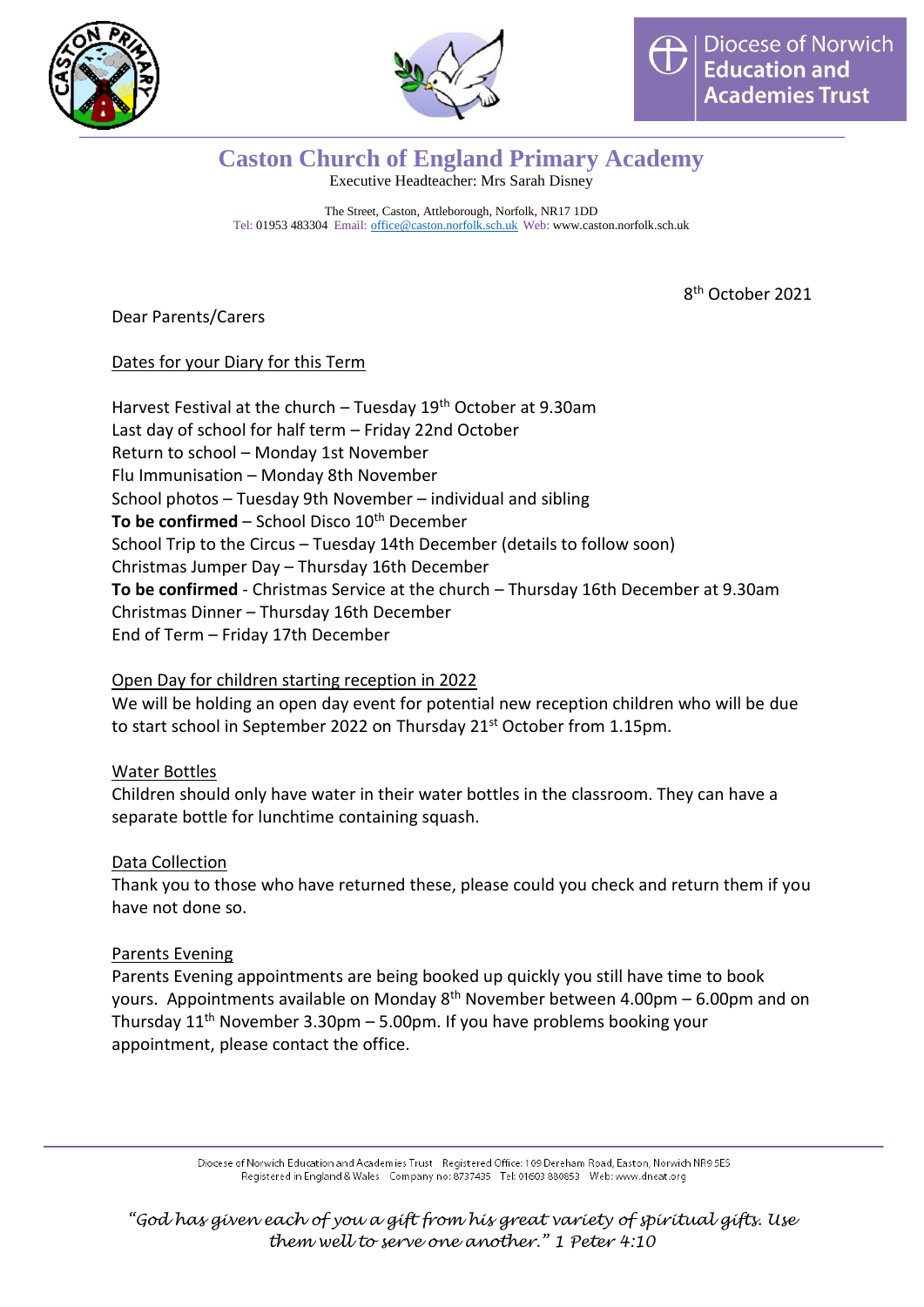Diocese of Norwich Education and Academies Trust

# Caston Church of England Primary Academy

Executive Headteacher: Mrs Sarah Disney

The Street, Caston, Attleborough, Norfolk, NR17 1DD
Tel: 01953 483304 Email: office@caston.norfolk.sch.uk Web: www.caston.norfolk.sch.uk

8th October 2021

Dear Parents/Carers

Dates for your Diary for this Term

Harvest Festival at the church – Tuesday 19th October at 9.30am
Last day of school for half term – Friday 22nd October
Return to school – Monday 1st November
Flu Immunisation – Monday 8th November
School photos – Tuesday 9th November – individual and sibling
**To be confirmed** – School Disco 10th December
School Trip to the Circus – Tuesday 14th December (details to follow soon)
Christmas Jumper Day – Thursday 16th December
**To be confirmed** - Christmas Service at the church – Thursday 16th December at 9.30am
Christmas Dinner – Thursday 16th December
End of Term – Friday 17th December

Open Day for children starting reception in 2022

We will be holding an open day event for potential new reception children who will be due to start school in September 2022 on Thursday 21st October from 1.15pm.

Water Bottles

Children should only have water in their water bottles in the classroom. They can have a separate bottle for lunchtime containing squash.

Data Collection

Thank you to those who have returned these, please could you check and return them if you have not done so.

Parents Evening

Parents Evening appointments are being booked up quickly you still have time to book yours. Appointments available on Monday 8th November between 4.00pm – 6.00pm and on Thursday 11th November 3.30pm – 5.00pm. If you have problems booking your appointment, please contact the office.

Diocese of Norwich Education and Academies Trust Registered Office: 109 Dereham Road, Easton, Norwich NR9 5ES
Registered in England & Wales Company no: 8737435 Tel: 01603 880853 Web: www.dneat.org

*"God has given each of you a gift from his great variety of spiritual gifts. Use them well to serve one another." 1 Peter 4:10*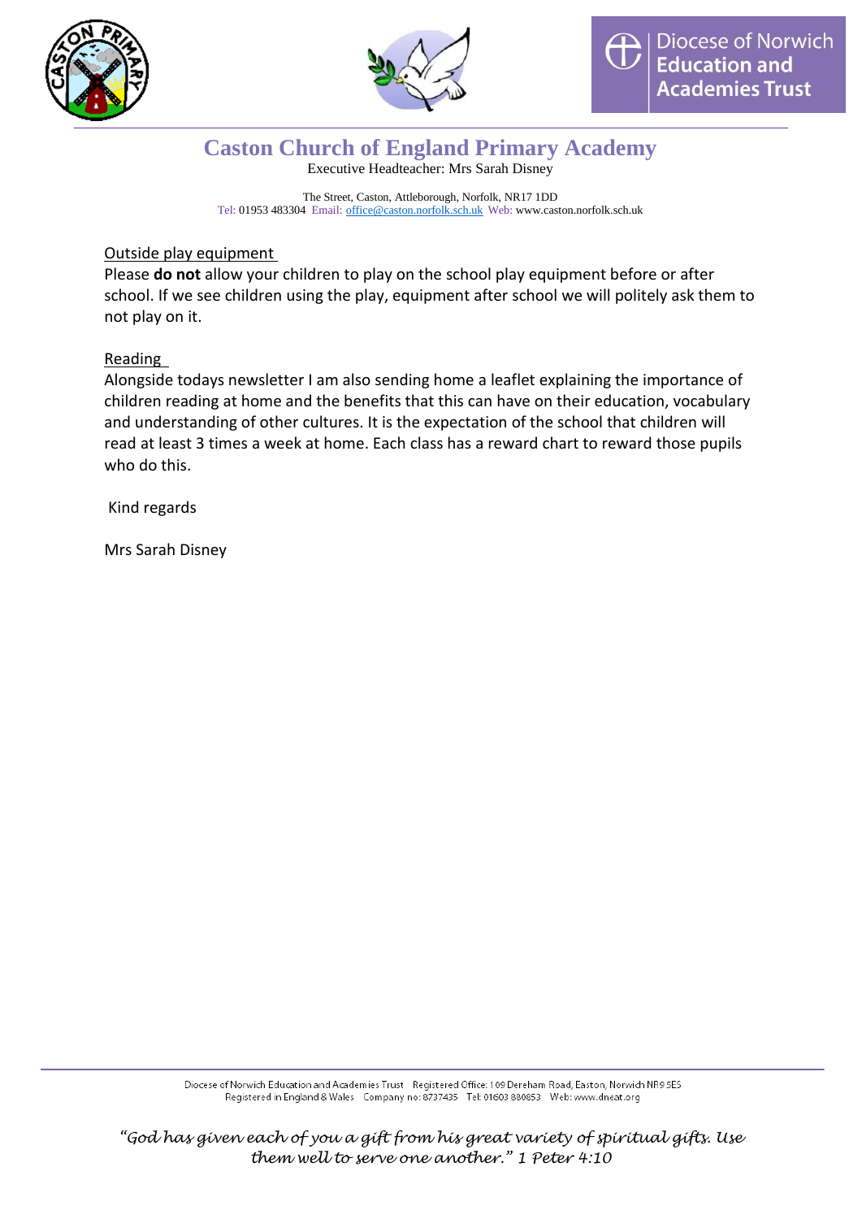# Caston Church of England Primary Academy

Executive Headteacher: Mrs Sarah Disney

The Street, Caston, Attleborough, Norfolk, NR17 1DD
Tel: 01953 483304 Email: office@caston.norfolk.sch.uk Web: www.caston.norfolk.sch.uk

Outside play equipment

Please **do not** allow your children to play on the school play equipment before or after school. If we see children using the play, equipment after school we will politely ask them to not play on it.

Reading

Alongside todays newsletter I am also sending home a leaflet explaining the importance of children reading at home and the benefits that this can have on their education, vocabulary and understanding of other cultures. It is the expectation of the school that children will read at least 3 times a week at home. Each class has a reward chart to reward those pupils who do this.

Kind regards

Mrs Sarah Disney

Diocese of Norwich Education and Academies Trust Registered Office: 109 Dereham Road, Easton, Norwich NR9 5ES
Registered in England & Wales Company no: 8737435 Tel: 01603 880853 Web: www.dneat.org

*"God has given each of you a gift from his great variety of spiritual gifts. Use them well to serve one another." 1 Peter 4:10*